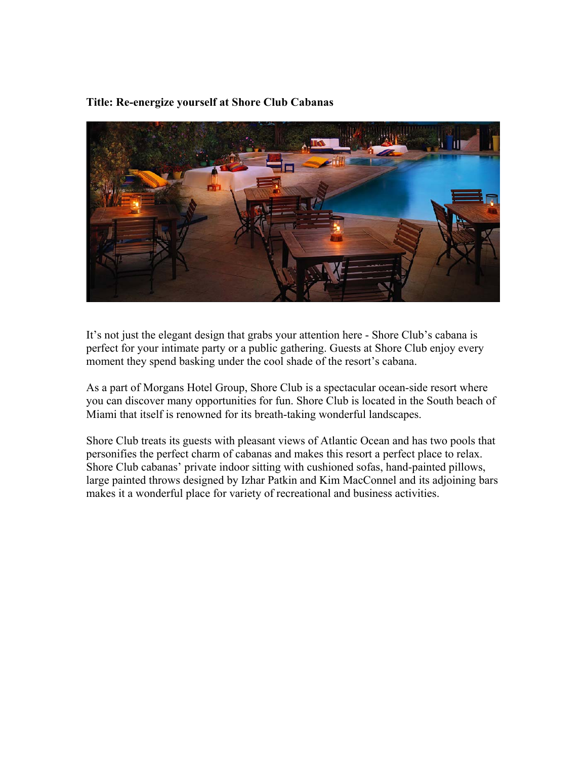**Title: Re-energize yourself at Shore Club Cabanas**

It's not just the elegant design that grabs your attention here - Shore Club's cabana is perfect for your intimate party or a public gathering. Guests at Shore Club enjoy every moment they spend basking under the cool shade of the resort's cabana.

As a part of Morgans Hotel Group, Shore Club is a spectacular ocean-side resort where you can discover many opportunities for fun. Shore Club is located in the South beach of Miami that itself is renowned for its breath-taking wonderful landscapes.

Shore Club treats its guests with pleasant views of Atlantic Ocean and has two pools that personifies the perfect charm of cabanas and makes this resort a perfect place to relax. Shore Club cabanas' private indoor sitting with cushioned sofas, hand-painted pillows, large painted throws designed by Izhar Patkin and Kim MacConnel and its adjoining bars makes it a wonderful place for variety of recreational and business activities.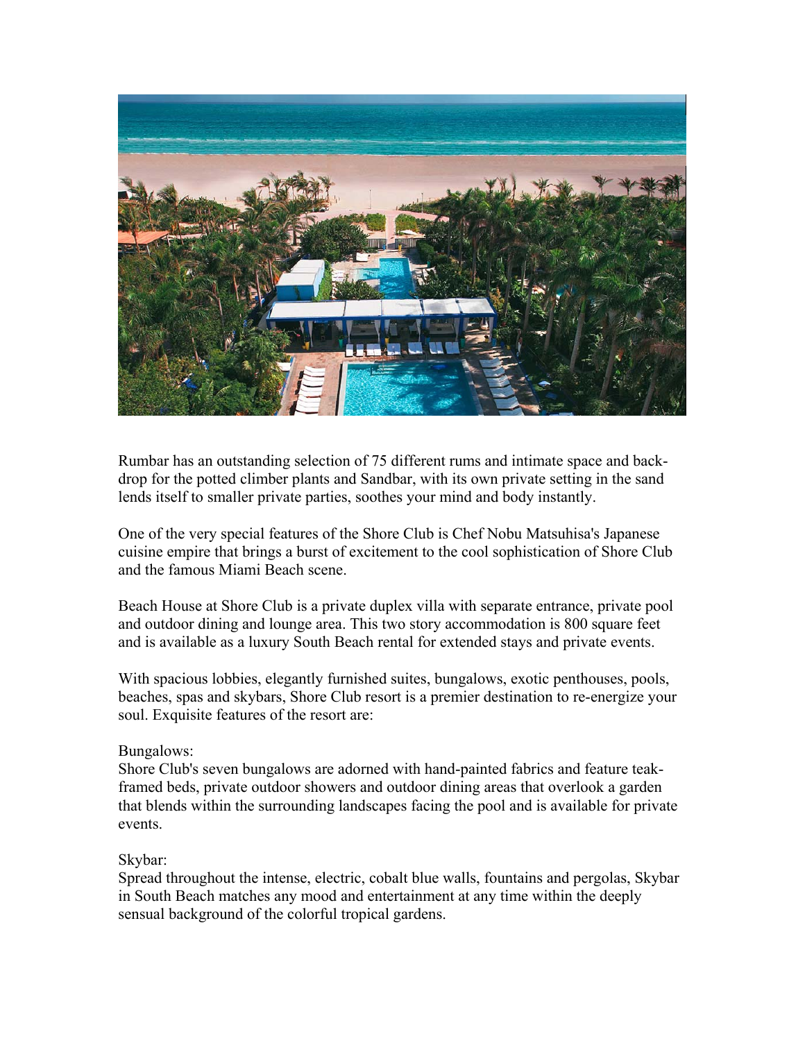Rumbar has an outstanding selection of 75 different rums and intimate space and back-drop for the potted climber plants and Sandbar, with its own private setting in the sand lends itself to smaller private parties, soothes your mind and body instantly.

One of the very special features of the Shore Club is Chef Nobu Matsuhisa's Japanese cuisine empire that brings a burst of excitement to the cool sophistication of Shore Club and the famous Miami Beach scene.

Beach House at Shore Club is a private duplex villa with separate entrance, private pool and outdoor dining and lounge area. This two story accommodation is 800 square feet and is available as a luxury South Beach rental for extended stays and private events.

With spacious lobbies, elegantly furnished suites, bungalows, exotic penthouses, pools, beaches, spas and skybars, Shore Club resort is a premier destination to re-energize your soul. Exquisite features of the resort are:

Bungalows:
Shore Club's seven bungalows are adorned with hand-painted fabrics and feature teak-framed beds, private outdoor showers and outdoor dining areas that overlook a garden that blends within the surrounding landscapes facing the pool and is available for private events.

Skybar:
Spread throughout the intense, electric, cobalt blue walls, fountains and pergolas, Skybar in South Beach matches any mood and entertainment at any time within the deeply sensual background of the colorful tropical gardens.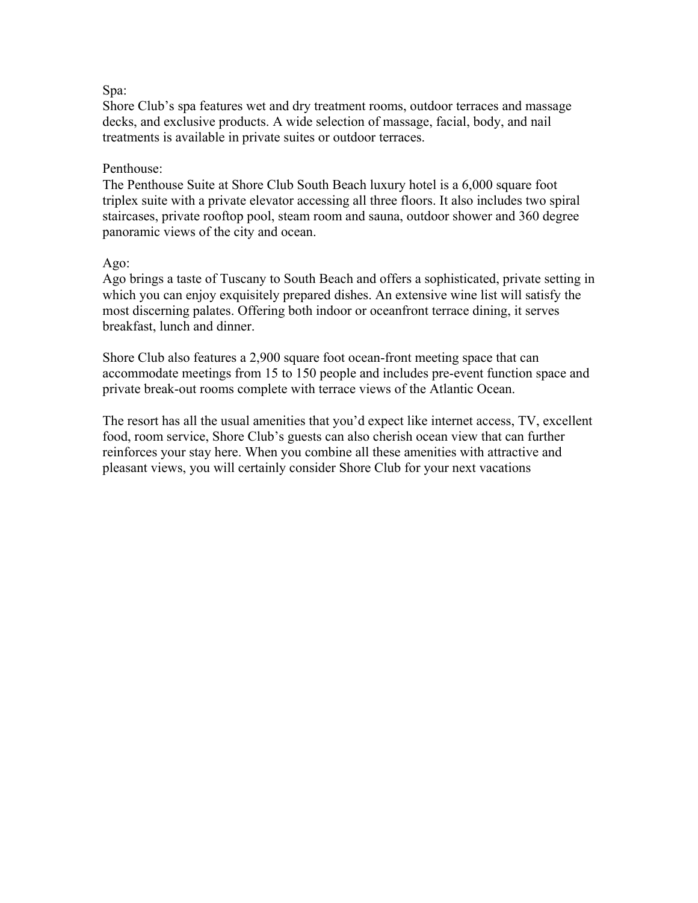Spa:

Shore Club's spa features wet and dry treatment rooms, outdoor terraces and massage decks, and exclusive products. A wide selection of massage, facial, body, and nail treatments is available in private suites or outdoor terraces.

Penthouse:

The Penthouse Suite at Shore Club South Beach luxury hotel is a 6,000 square foot triplex suite with a private elevator accessing all three floors. It also includes two spiral staircases, private rooftop pool, steam room and sauna, outdoor shower and 360 degree panoramic views of the city and ocean.

Ago:

Ago brings a taste of Tuscany to South Beach and offers a sophisticated, private setting in which you can enjoy exquisitely prepared dishes. An extensive wine list will satisfy the most discerning palates. Offering both indoor or oceanfront terrace dining, it serves breakfast, lunch and dinner.

Shore Club also features a 2,900 square foot ocean-front meeting space that can accommodate meetings from 15 to 150 people and includes pre-event function space and private break-out rooms complete with terrace views of the Atlantic Ocean.

The resort has all the usual amenities that you'd expect like internet access, TV, excellent food, room service, Shore Club's guests can also cherish ocean view that can further reinforces your stay here. When you combine all these amenities with attractive and pleasant views, you will certainly consider Shore Club for your next vacations